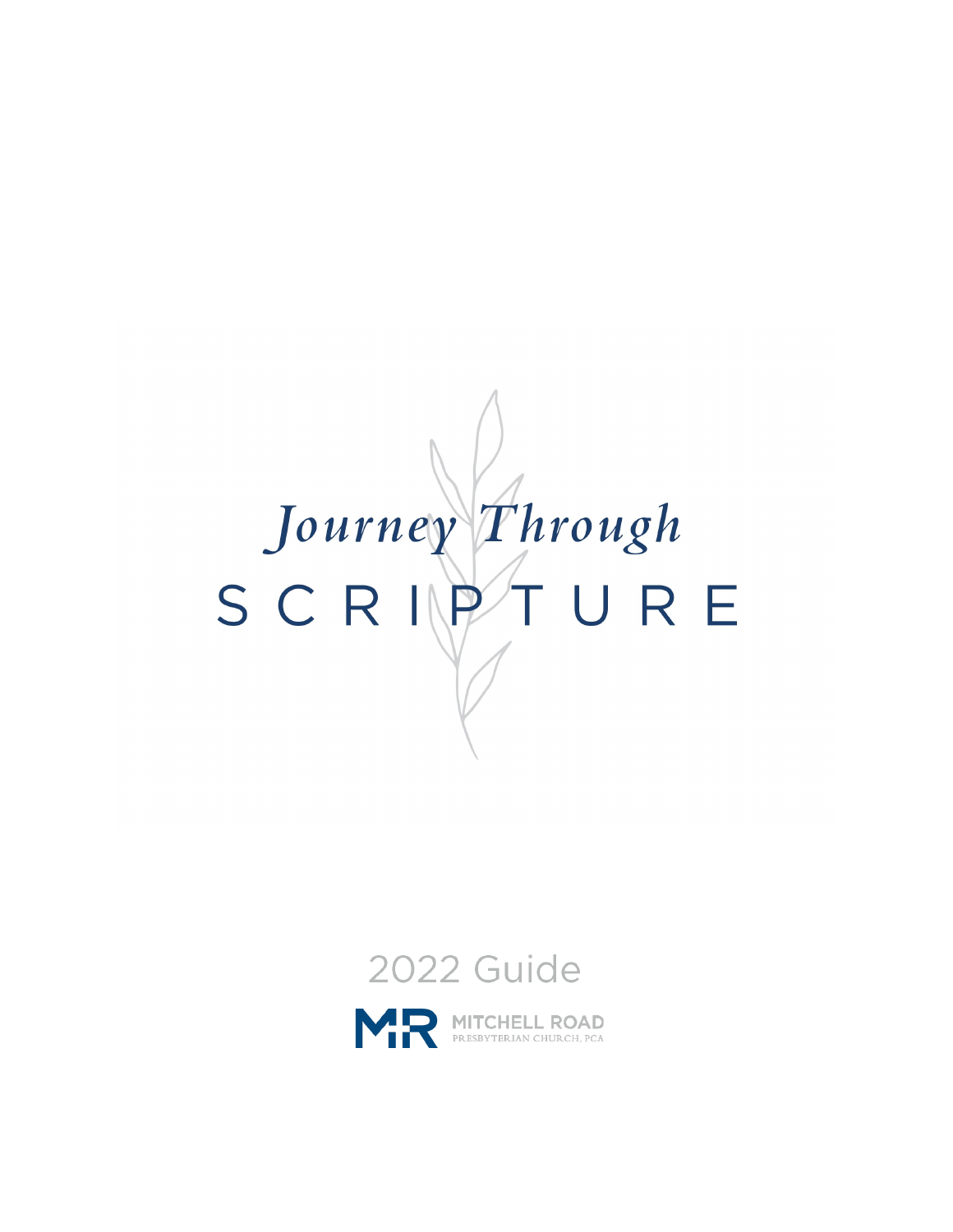# *Journey Through* SCRIPTURE

2022 Guide

MITCHELL ROAD
PRESBYTERIAN CHURCH, PCA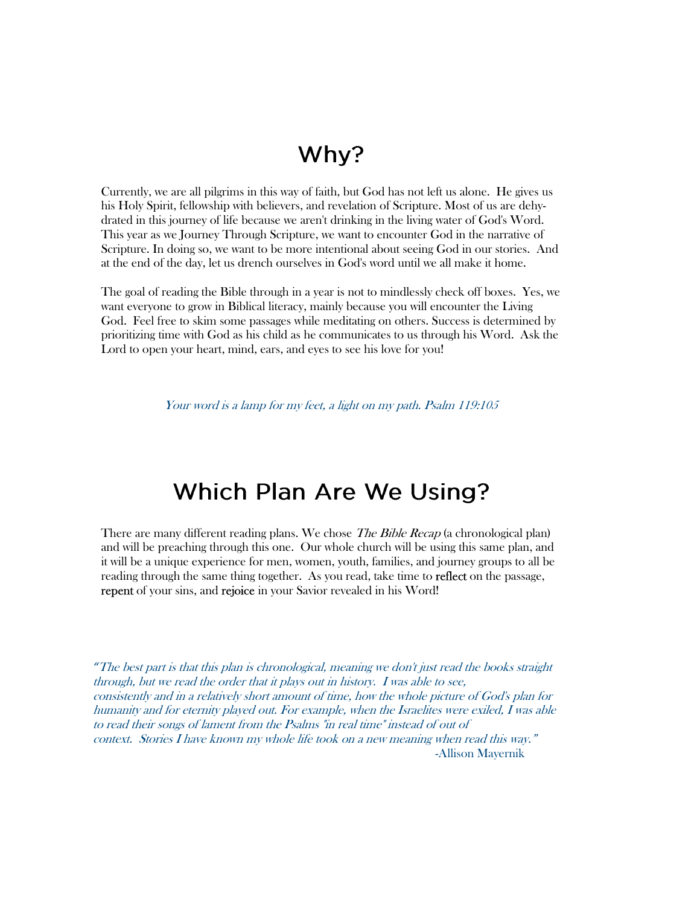# Why?

Currently, we are all pilgrims in this way of faith, but God has not left us alone. He gives us his Holy Spirit, fellowship with believers, and revelation of Scripture. Most of us are dehydrated in this journey of life because we aren't drinking in the living water of God's Word. This year as we Journey Through Scripture, we want to encounter God in the narrative of Scripture. In doing so, we want to be more intentional about seeing God in our stories. And at the end of the day, let us drench ourselves in God's word until we all make it home.

The goal of reading the Bible through in a year is not to mindlessly check off boxes. Yes, we want everyone to grow in Biblical literacy, mainly because you will encounter the Living God. Feel free to skim some passages while meditating on others. Success is determined by prioritizing time with God as his child as he communicates to us through his Word. Ask the Lord to open your heart, mind, ears, and eyes to see his love for you!

*Your word is a lamp for my feet, a light on my path. Psalm 119:105*

# Which Plan Are We Using?

There are many different reading plans. We chose *The Bible Recap* (a chronological plan) and will be preaching through this one. Our whole church will be using this same plan, and it will be a unique experience for men, women, youth, families, and journey groups to all be reading through the same thing together. As you read, take time to reflect on the passage, repent of your sins, and rejoice in your Savior revealed in his Word!

*"The best part is that this plan is chronological, meaning we don't just read the books straight through, but we read the order that it plays out in history. I was able to see, consistently and in a relatively short amount of time, how the whole picture of God's plan for humanity and for eternity played out. For example, when the Israelites were exiled, I was able to read their songs of lament from the Psalms "in real time" instead of out of context. Stories I have known my whole life took on a new meaning when read this way."*

-Allison Mayernik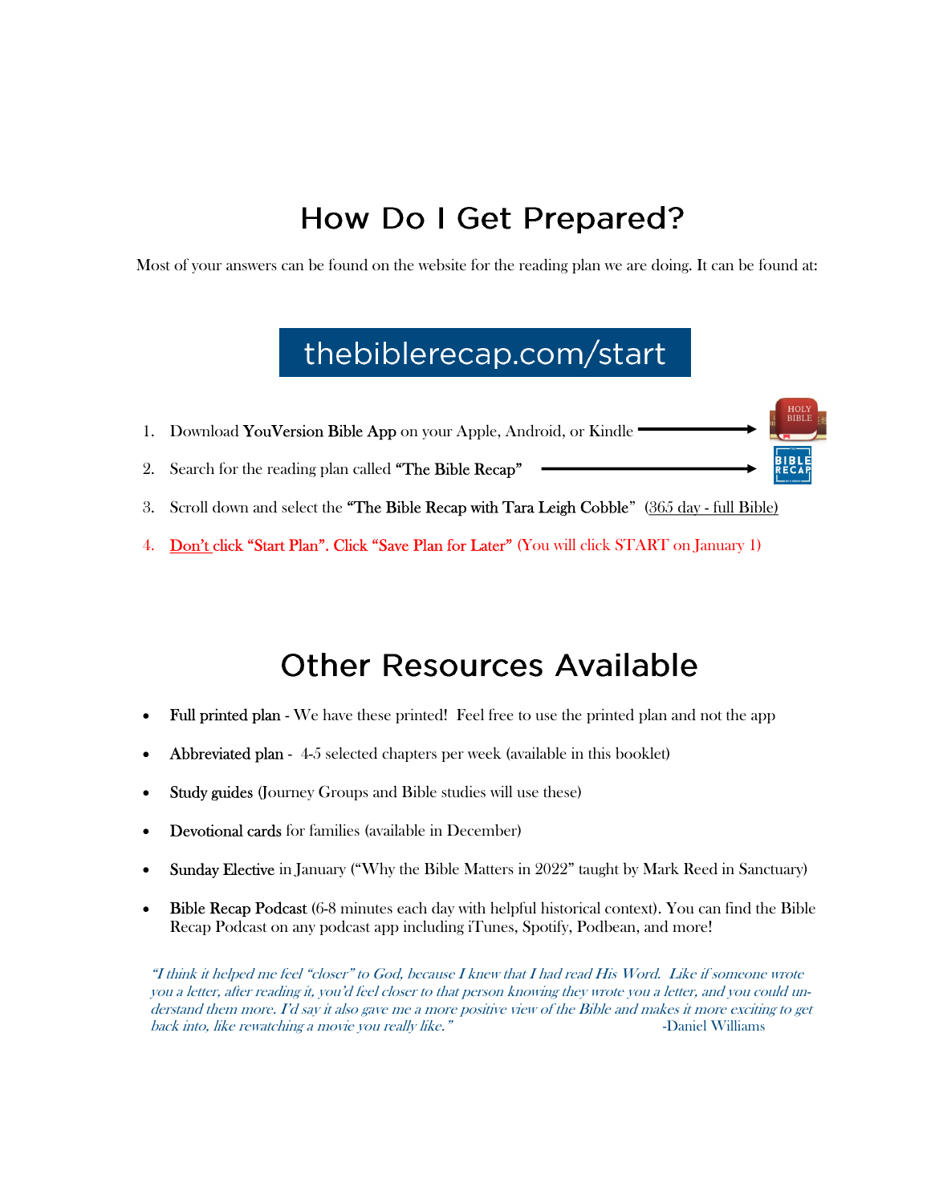# How Do I Get Prepared?

Most of your answers can be found on the website for the reading plan we are doing. It can be found at:

**thebiblerecap.com/start**

1. Download **YouVersion Bible App** on your Apple, Android, or Kindle
2. Search for the reading plan called **"The Bible Recap"**
3. Scroll down and select the **"The Bible Recap with Tara Leigh Cobble"** (365 day - full Bible)
4. Don't click "Start Plan". Click "Save Plan for Later" (You will click START on January 1)

# Other Resources Available

- **Full printed plan** - We have these printed! Feel free to use the printed plan and not the app
- **Abbreviated plan** - 4-5 selected chapters per week (available in this booklet)
- **Study guides** (Journey Groups and Bible studies will use these)
- **Devotional cards** for families (available in December)
- **Sunday Elective** in January ("Why the Bible Matters in 2022" taught by Mark Reed in Sanctuary)
- **Bible Recap Podcast** (6-8 minutes each day with helpful historical context). You can find the Bible Recap Podcast on any podcast app including iTunes, Spotify, Podbean, and more!

*"I think it helped me feel "closer" to God, because I knew that I had read His Word. Like if someone wrote you a letter, after reading it, you'd feel closer to that person knowing they wrote you a letter, and you could understand them more. I'd say it also gave me a more positive view of the Bible and makes it more exciting to get back into, like rewatching a movie you really like."* -Daniel Williams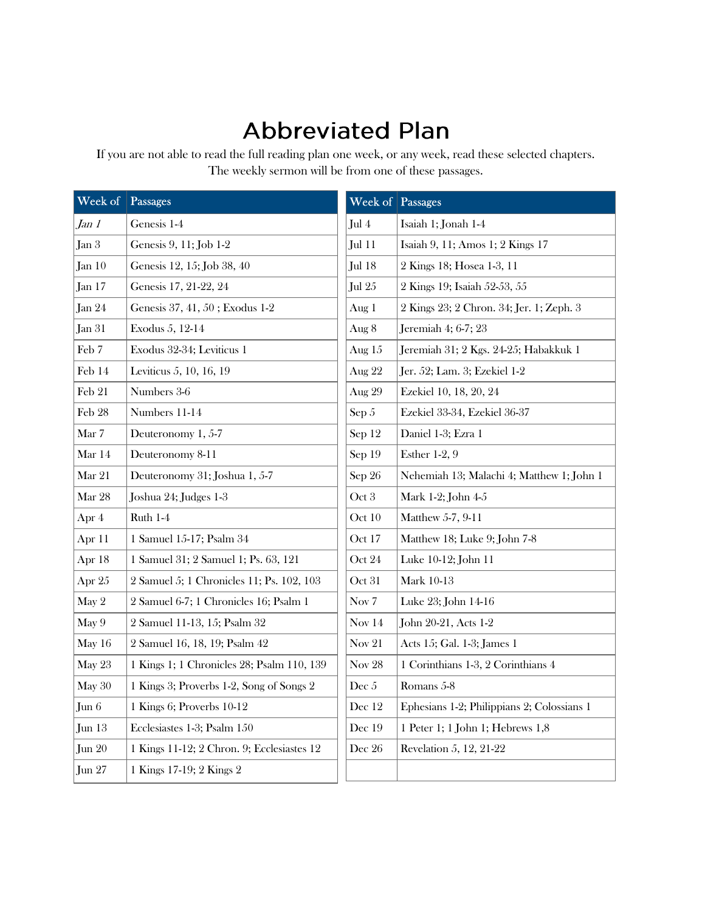# Abbreviated Plan

If you are not able to read the full reading plan one week, or any week, read these selected chapters. The weekly sermon will be from one of these passages.

| Week of | Passages |
|---|---|
| *Jan 1* | Genesis 1-4 |
| Jan 3 | Genesis 9, 11; Job 1-2 |
| Jan 10 | Genesis 12, 15; Job 38, 40 |
| Jan 17 | Genesis 17, 21-22, 24 |
| Jan 24 | Genesis 37, 41, 50 ; Exodus 1-2 |
| Jan 31 | Exodus 5, 12-14 |
| Feb 7 | Exodus 32-34; Leviticus 1 |
| Feb 14 | Leviticus 5, 10, 16, 19 |
| Feb 21 | Numbers 3-6 |
| Feb 28 | Numbers 11-14 |
| Mar 7 | Deuteronomy 1, 5-7 |
| Mar 14 | Deuteronomy 8-11 |
| Mar 21 | Deuteronomy 31; Joshua 1, 5-7 |
| Mar 28 | Joshua 24; Judges 1-3 |
| Apr 4 | Ruth 1-4 |
| Apr 11 | 1 Samuel 15-17; Psalm 34 |
| Apr 18 | 1 Samuel 31; 2 Samuel 1; Ps. 63, 121 |
| Apr 25 | 2 Samuel 5; 1 Chronicles 11; Ps. 102, 103 |
| May 2 | 2 Samuel 6-7; 1 Chronicles 16; Psalm 1 |
| May 9 | 2 Samuel 11-13, 15; Psalm 32 |
| May 16 | 2 Samuel 16, 18, 19; Psalm 42 |
| May 23 | 1 Kings 1; 1 Chronicles 28; Psalm 110, 139 |
| May 30 | 1 Kings 3; Proverbs 1-2, Song of Songs 2 |
| Jun 6 | 1 Kings 6; Proverbs 10-12 |
| Jun 13 | Ecclesiastes 1-3; Psalm 150 |
| Jun 20 | 1 Kings 11-12; 2 Chron. 9; Ecclesiastes 12 |
| Jun 27 | 1 Kings 17-19; 2 Kings 2 |

| Week of | Passages |
|---|---|
| Jul 4 | Isaiah 1; Jonah 1-4 |
| Jul 11 | Isaiah 9, 11; Amos 1; 2 Kings 17 |
| Jul 18 | 2 Kings 18; Hosea 1-3, 11 |
| Jul 25 | 2 Kings 19; Isaiah 52-53, 55 |
| Aug 1 | 2 Kings 23; 2 Chron. 34; Jer. 1; Zeph. 3 |
| Aug 8 | Jeremiah 4; 6-7; 23 |
| Aug 15 | Jeremiah 31; 2 Kgs. 24-25; Habakkuk 1 |
| Aug 22 | Jer. 52; Lam. 3; Ezekiel 1-2 |
| Aug 29 | Ezekiel 10, 18, 20, 24 |
| Sep 5 | Ezekiel 33-34, Ezekiel 36-37 |
| Sep 12 | Daniel 1-3; Ezra 1 |
| Sep 19 | Esther 1-2, 9 |
| Sep 26 | Nehemiah 13; Malachi 4; Matthew 1; John 1 |
| Oct 3 | Mark 1-2; John 4-5 |
| Oct 10 | Matthew 5-7, 9-11 |
| Oct 17 | Matthew 18; Luke 9; John 7-8 |
| Oct 24 | Luke 10-12; John 11 |
| Oct 31 | Mark 10-13 |
| Nov 7 | Luke 23; John 14-16 |
| Nov 14 | John 20-21, Acts 1-2 |
| Nov 21 | Acts 15; Gal. 1-3; James 1 |
| Nov 28 | 1 Corinthians 1-3, 2 Corinthians 4 |
| Dec 5 | Romans 5-8 |
| Dec 12 | Ephesians 1-2; Philippians 2; Colossians 1 |
| Dec 19 | 1 Peter 1; 1 John 1; Hebrews 1,8 |
| Dec 26 | Revelation 5, 12, 21-22 |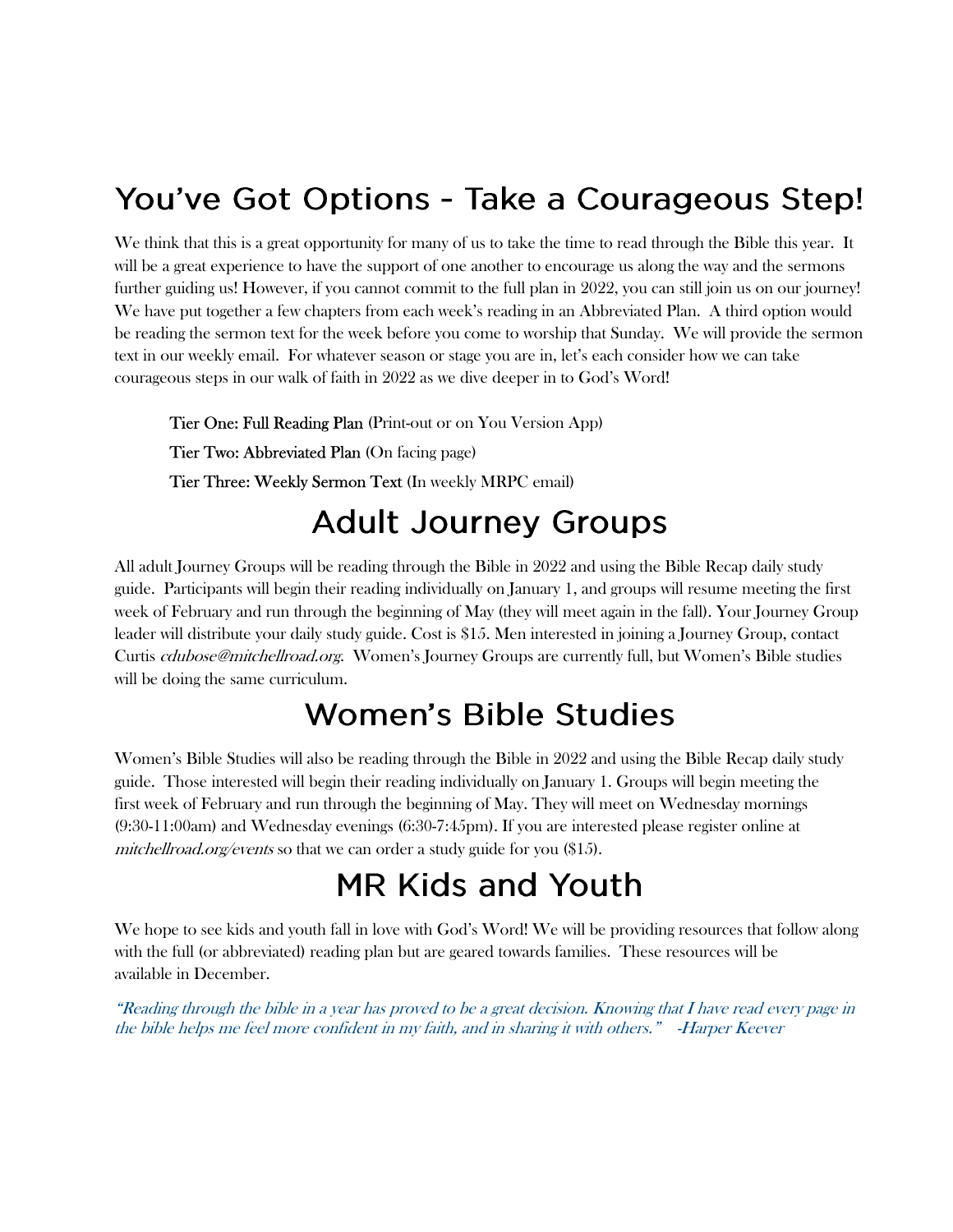## You've Got Options - Take a Courageous Step!

We think that this is a great opportunity for many of us to take the time to read through the Bible this year. It will be a great experience to have the support of one another to encourage us along the way and the sermons further guiding us! However, if you cannot commit to the full plan in 2022, you can still join us on our journey! We have put together a few chapters from each week's reading in an Abbreviated Plan. A third option would be reading the sermon text for the week before you come to worship that Sunday. We will provide the sermon text in our weekly email. For whatever season or stage you are in, let's each consider how we can take courageous steps in our walk of faith in 2022 as we dive deeper in to God's Word!

**Tier One: Full Reading Plan** (Print-out or on You Version App)

**Tier Two: Abbreviated Plan** (On facing page)

**Tier Three: Weekly Sermon Text** (In weekly MRPC email)

## Adult Journey Groups

All adult Journey Groups will be reading through the Bible in 2022 and using the Bible Recap daily study guide. Participants will begin their reading individually on January 1, and groups will resume meeting the first week of February and run through the beginning of May (they will meet again in the fall). Your Journey Group leader will distribute your daily study guide. Cost is $15. Men interested in joining a Journey Group, contact Curtis *cdubose@mitchellroad.org*. Women's Journey Groups are currently full, but Women's Bible studies will be doing the same curriculum.

## Women's Bible Studies

Women's Bible Studies will also be reading through the Bible in 2022 and using the Bible Recap daily study guide. Those interested will begin their reading individually on January 1. Groups will begin meeting the first week of February and run through the beginning of May. They will meet on Wednesday mornings (9:30-11:00am) and Wednesday evenings (6:30-7:45pm). If you are interested please register online at *mitchellroad.org/events* so that we can order a study guide for you ($15).

## MR Kids and Youth

We hope to see kids and youth fall in love with God's Word! We will be providing resources that follow along with the full (or abbreviated) reading plan but are geared towards families. These resources will be available in December.

*"Reading through the bible in a year has proved to be a great decision. Knowing that I have read every page in the bible helps me feel more confident in my faith, and in sharing it with others." -Harper Keever*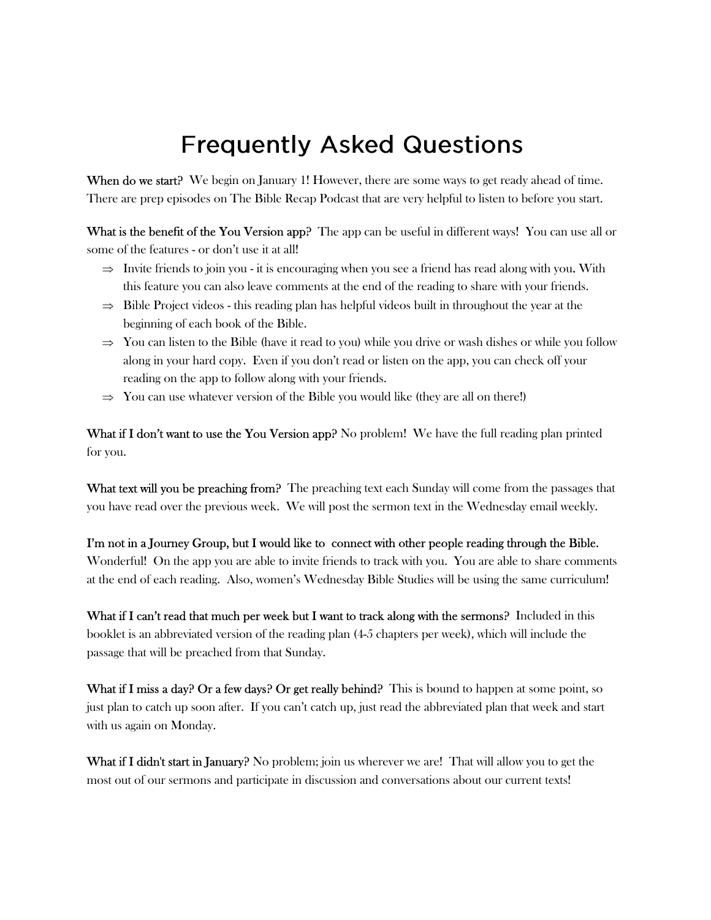# Frequently Asked Questions

**When do we start?** We begin on January 1! However, there are some ways to get ready ahead of time. There are prep episodes on The Bible Recap Podcast that are very helpful to listen to before you start.

**What is the benefit of the You Version app?** The app can be useful in different ways! You can use all or some of the features - or don't use it at all!

⇒ Invite friends to join you - it is encouraging when you see a friend has read along with you. With this feature you can also leave comments at the end of the reading to share with your friends.

⇒ Bible Project videos - this reading plan has helpful videos built in throughout the year at the beginning of each book of the Bible.

⇒ You can listen to the Bible (have it read to you) while you drive or wash dishes or while you follow along in your hard copy. Even if you don't read or listen on the app, you can check off your reading on the app to follow along with your friends.

⇒ You can use whatever version of the Bible you would like (they are all on there!)

**What if I don't want to use the You Version app?** No problem! We have the full reading plan printed for you.

**What text will you be preaching from?** The preaching text each Sunday will come from the passages that you have read over the previous week. We will post the sermon text in the Wednesday email weekly.

**I'm not in a Journey Group, but I would like to connect with other people reading through the Bible.** Wonderful! On the app you are able to invite friends to track with you. You are able to share comments at the end of each reading. Also, women's Wednesday Bible Studies will be using the same curriculum!

**What if I can't read that much per week but I want to track along with the sermons?** Included in this booklet is an abbreviated version of the reading plan (4-5 chapters per week), which will include the passage that will be preached from that Sunday.

**What if I miss a day? Or a few days? Or get really behind?** This is bound to happen at some point, so just plan to catch up soon after. If you can't catch up, just read the abbreviated plan that week and start with us again on Monday.

**What if I didn't start in January?** No problem; join us wherever we are! That will allow you to get the most out of our sermons and participate in discussion and conversations about our current texts!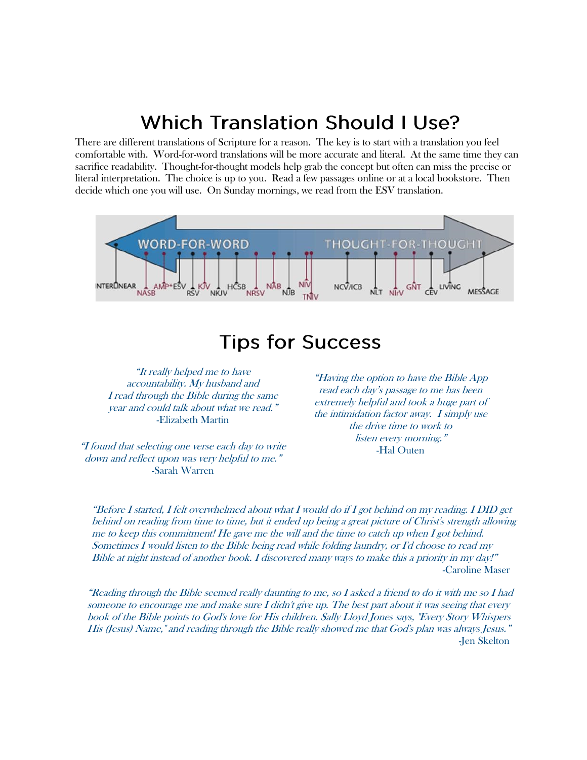# Which Translation Should I Use?

There are different translations of Scripture for a reason. The key is to start with a translation you feel comfortable with. Word-for-word translations will be more accurate and literal. At the same time they can sacrifice readability. Thought-for-thought models help grab the concept but often can miss the precise or literal interpretation. The choice is up to you. Read a few passages online or at a local bookstore. Then decide which one you will use. On Sunday mornings, we read from the ESV translation.

WORD-FOR-WORD — THOUGHT-FOR-THOUGHT

INTERLINEAR, NASB, AMP, ESV, RSV, KJV, NKJV, HCSB, NRSV, NAB, NJB, NIV, TNIV, NCV/ICB, NLT, NIrV, GNT, CEV, LIVING, MESSAGE

# Tips for Success

*"It really helped me to have accountability. My husband and I read through the Bible during the same year and could talk about what we read."*
-Elizabeth Martin

*"I found that selecting one verse each day to write down and reflect upon was very helpful to me."*
-Sarah Warren

*"Having the option to have the Bible App read each day's passage to me has been extremely helpful and took a huge part of the intimidation factor away. I simply use the drive time to work to listen every morning."*
-Hal Outen

*"Before I started, I felt overwhelmed about what I would do if I got behind on my reading. I DID get behind on reading from time to time, but it ended up being a great picture of Christ's strength allowing me to keep this commitment! He gave me the will and the time to catch up when I got behind. Sometimes I would listen to the Bible being read while folding laundry, or I'd choose to read my Bible at night instead of another book. I discovered many ways to make this a priority in my day!"*
-Caroline Maser

*"Reading through the Bible seemed really daunting to me, so I asked a friend to do it with me so I had someone to encourage me and make sure I didn't give up. The best part about it was seeing that every book of the Bible points to God's love for His children. Sally Lloyd Jones says, "Every Story Whispers His (Jesus) Name," and reading through the Bible really showed me that God's plan was always Jesus."*
-Jen Skelton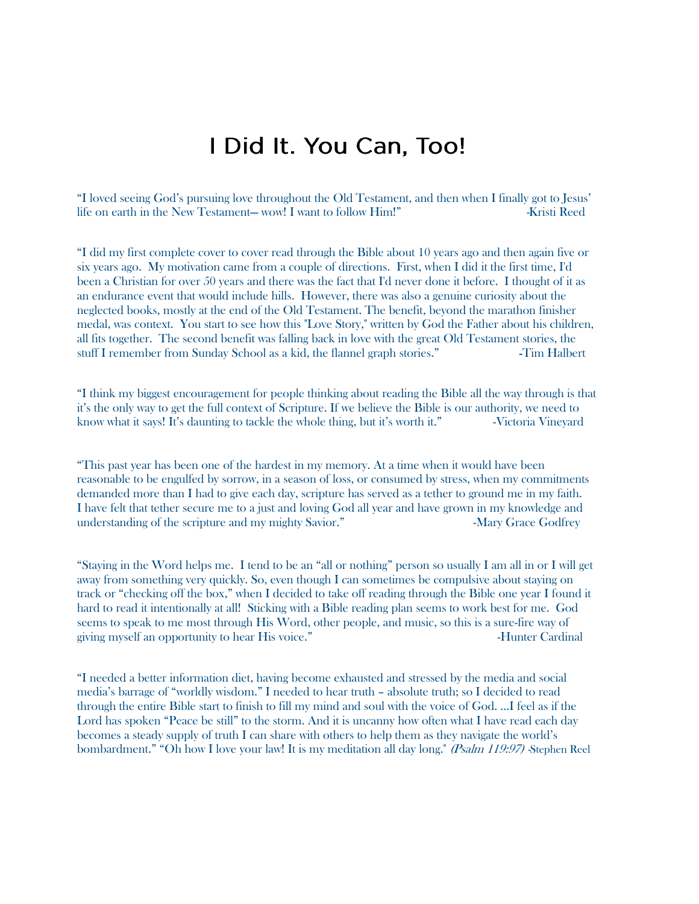# I Did It. You Can, Too!

"I loved seeing God's pursuing love throughout the Old Testament, and then when I finally got to Jesus' life on earth in the New Testament— wow! I want to follow Him!" -Kristi Reed

"I did my first complete cover to cover read through the Bible about 10 years ago and then again five or six years ago. My motivation came from a couple of directions. First, when I did it the first time, I'd been a Christian for over 50 years and there was the fact that I'd never done it before. I thought of it as an endurance event that would include hills. However, there was also a genuine curiosity about the neglected books, mostly at the end of the Old Testament. The benefit, beyond the marathon finisher medal, was context. You start to see how this "Love Story," written by God the Father about his children, all fits together. The second benefit was falling back in love with the great Old Testament stories, the stuff I remember from Sunday School as a kid, the flannel graph stories." -Tim Halbert

"I think my biggest encouragement for people thinking about reading the Bible all the way through is that it's the only way to get the full context of Scripture. If we believe the Bible is our authority, we need to know what it says! It's daunting to tackle the whole thing, but it's worth it." -Victoria Vineyard

"This past year has been one of the hardest in my memory. At a time when it would have been reasonable to be engulfed by sorrow, in a season of loss, or consumed by stress, when my commitments demanded more than I had to give each day, scripture has served as a tether to ground me in my faith. I have felt that tether secure me to a just and loving God all year and have grown in my knowledge and understanding of the scripture and my mighty Savior." -Mary Grace Godfrey

"Staying in the Word helps me. I tend to be an "all or nothing" person so usually I am all in or I will get away from something very quickly. So, even though I can sometimes be compulsive about staying on track or "checking off the box," when I decided to take off reading through the Bible one year I found it hard to read it intentionally at all! Sticking with a Bible reading plan seems to work best for me. God seems to speak to me most through His Word, other people, and music, so this is a sure-fire way of giving myself an opportunity to hear His voice." -Hunter Cardinal

"I needed a better information diet, having become exhausted and stressed by the media and social media's barrage of "worldly wisdom." I needed to hear truth – absolute truth; so I decided to read through the entire Bible start to finish to fill my mind and soul with the voice of God. ...I feel as if the Lord has spoken "Peace be still" to the storm. And it is uncanny how often what I have read each day becomes a steady supply of truth I can share with others to help them as they navigate the world's bombardment." "Oh how I love your law! It is my meditation all day long." *(Psalm 119:97)* -Stephen Reel